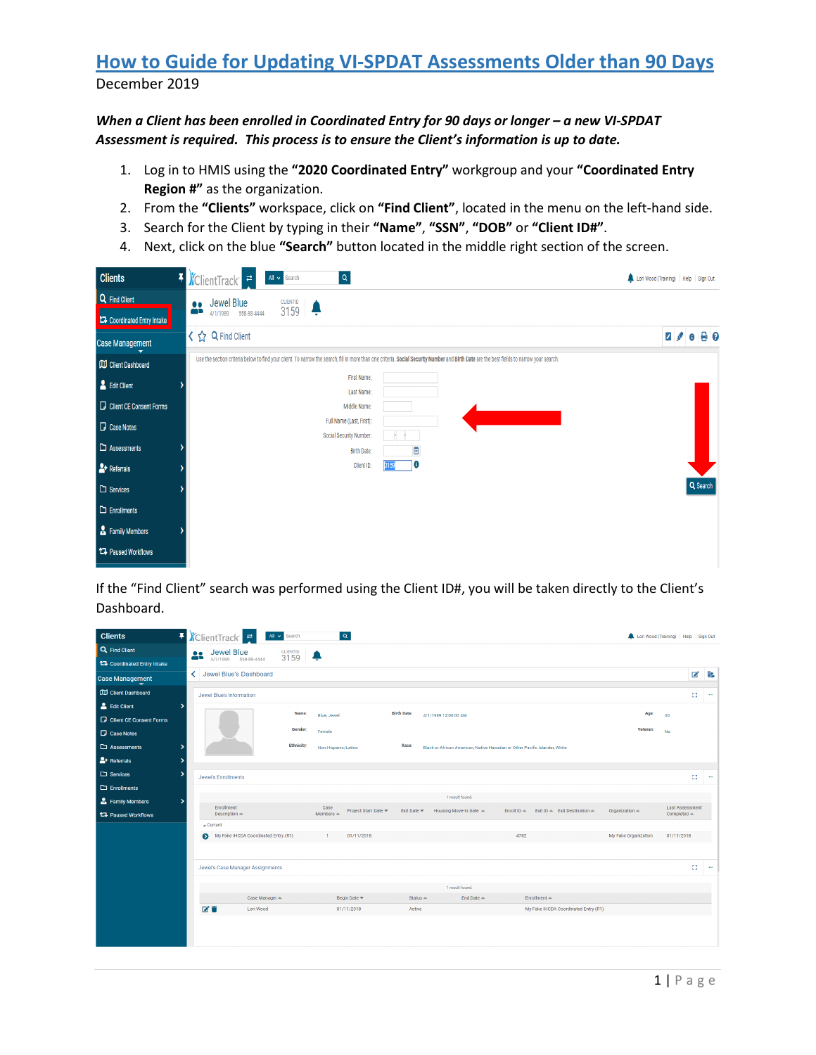# How to Guide for Updating VI-SPDAT Assessments Older than 90 Days

December 2019

***When a Client has been enrolled in Coordinated Entry for 90 days or longer – a new VI-SPDAT Assessment is required. This process is to ensure the Client's information is up to date.***

1. Log in to HMIS using the **"2020 Coordinated Entry"** workgroup and your **"Coordinated Entry Region #"** as the organization.
2. From the **"Clients"** workspace, click on **"Find Client"**, located in the menu on the left-hand side.
3. Search for the Client by typing in their **"Name"**, **"SSN"**, **"DOB"** or **"Client ID#"**.
4. Next, click on the blue **"Search"** button located in the middle right section of the screen.

If the "Find Client" search was performed using the Client ID#, you will be taken directly to the Client's Dashboard.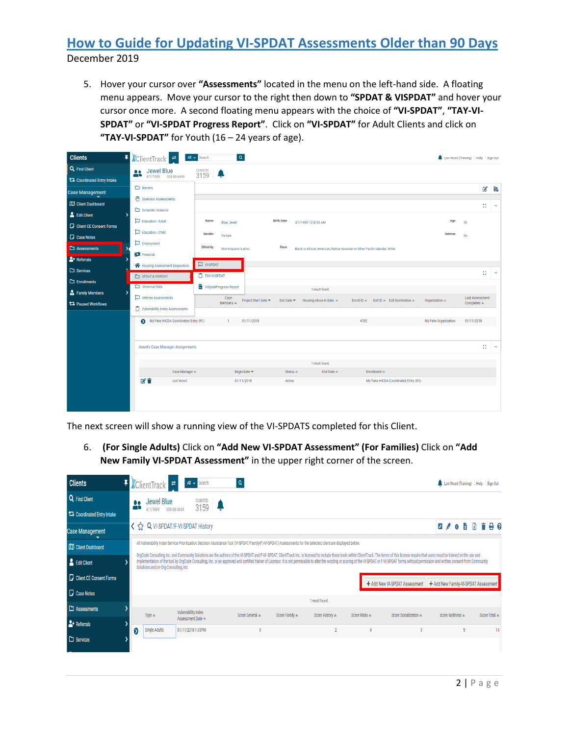5. Hover your cursor over **"Assessments"** located in the menu on the left-hand side. A floating menu appears. Move your cursor to the right then down to **"SPDAT & VISPDAT"** and hover your cursor once more. A second floating menu appears with the choice of **"VI-SPDAT"**, **"TAY-VI-SPDAT"** or **"VI-SPDAT Progress Report"**. Click on **"VI-SPDAT"** for Adult Clients and click on **"TAY-VI-SPDAT"** for Youth (16 – 24 years of age).

The next screen will show a running view of the VI-SPDATS completed for this Client.

6. **(For Single Adults)** Click on **"Add New VI-SPDAT Assessment" (For Families)** Click on **"Add New Family VI-SPDAT Assessment"** in the upper right corner of the screen.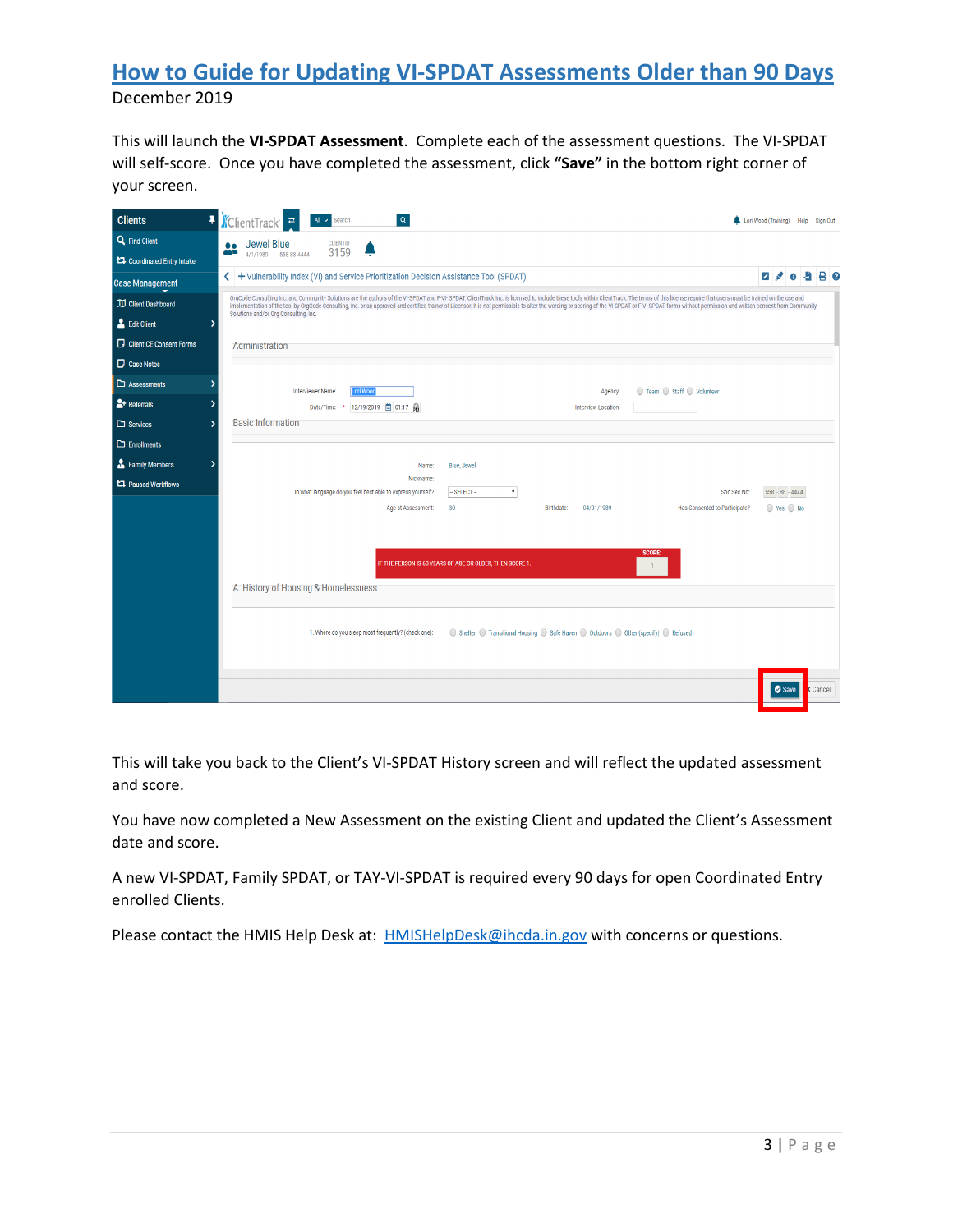This will launch the **VI-SPDAT Assessment**. Complete each of the assessment questions. The VI-SPDAT will self-score. Once you have completed the assessment, click **"Save"** in the bottom right corner of your screen.

This will take you back to the Client's VI-SPDAT History screen and will reflect the updated assessment and score.

You have now completed a New Assessment on the existing Client and updated the Client's Assessment date and score.

A new VI-SPDAT, Family SPDAT, or TAY-VI-SPDAT is required every 90 days for open Coordinated Entry enrolled Clients.

Please contact the HMIS Help Desk at: HMISHelpDesk@ihcda.in.gov with concerns or questions.